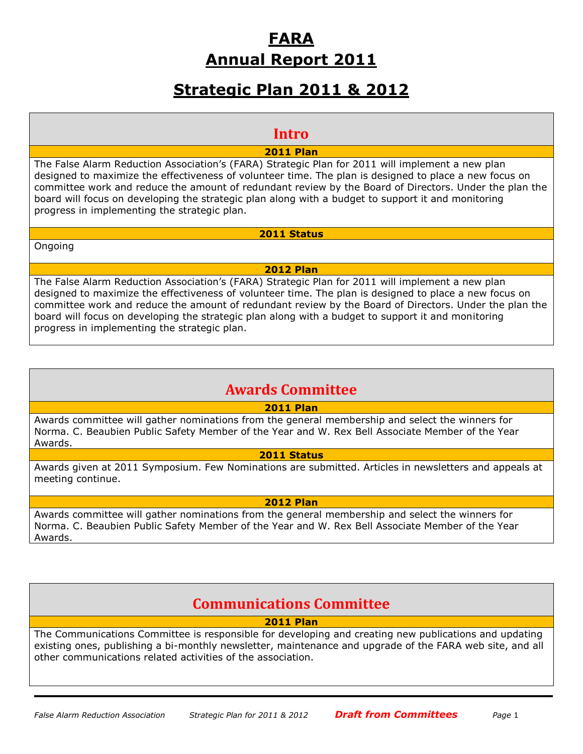# FARA
# Annual Report 2011

## Strategic Plan 2011 & 2012

## Intro

**2011 Plan**

The False Alarm Reduction Association's (FARA) Strategic Plan for 2011 will implement a new plan designed to maximize the effectiveness of volunteer time. The plan is designed to place a new focus on committee work and reduce the amount of redundant review by the Board of Directors. Under the plan the board will focus on developing the strategic plan along with a budget to support it and monitoring progress in implementing the strategic plan.

**2011 Status**

Ongoing

**2012 Plan**

The False Alarm Reduction Association's (FARA) Strategic Plan for 2011 will implement a new plan designed to maximize the effectiveness of volunteer time. The plan is designed to place a new focus on committee work and reduce the amount of redundant review by the Board of Directors. Under the plan the board will focus on developing the strategic plan along with a budget to support it and monitoring progress in implementing the strategic plan.

## Awards Committee

**2011 Plan**

Awards committee will gather nominations from the general membership and select the winners for Norma. C. Beaubien Public Safety Member of the Year and W. Rex Bell Associate Member of the Year Awards.

**2011 Status**

Awards given at 2011 Symposium. Few Nominations are submitted. Articles in newsletters and appeals at meeting continue.

**2012 Plan**

Awards committee will gather nominations from the general membership and select the winners for Norma. C. Beaubien Public Safety Member of the Year and W. Rex Bell Associate Member of the Year Awards.

## Communications Committee

**2011 Plan**

The Communications Committee is responsible for developing and creating new publications and updating existing ones, publishing a bi-monthly newsletter, maintenance and upgrade of the FARA web site, and all other communications related activities of the association.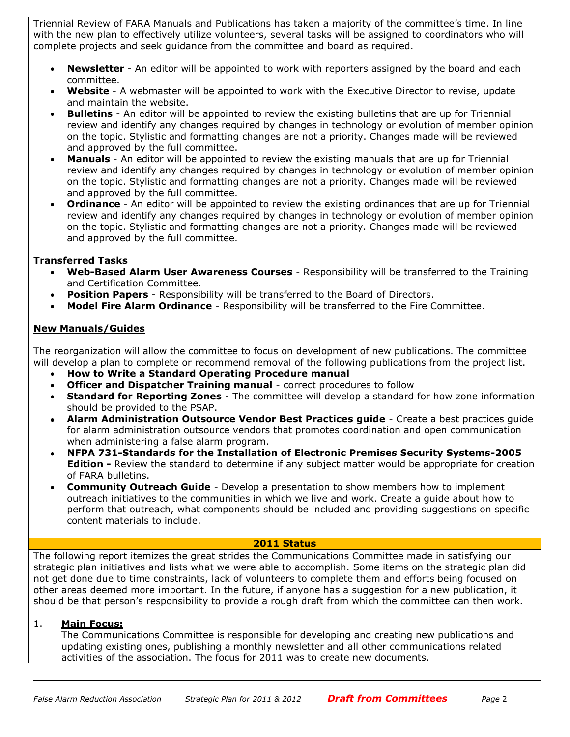Triennial Review of FARA Manuals and Publications has taken a majority of the committee's time. In line with the new plan to effectively utilize volunteers, several tasks will be assigned to coordinators who will complete projects and seek guidance from the committee and board as required.

- **Newsletter** - An editor will be appointed to work with reporters assigned by the board and each committee.
- **Website** - A webmaster will be appointed to work with the Executive Director to revise, update and maintain the website.
- **Bulletins** - An editor will be appointed to review the existing bulletins that are up for Triennial review and identify any changes required by changes in technology or evolution of member opinion on the topic. Stylistic and formatting changes are not a priority. Changes made will be reviewed and approved by the full committee.
- **Manuals** - An editor will be appointed to review the existing manuals that are up for Triennial review and identify any changes required by changes in technology or evolution of member opinion on the topic. Stylistic and formatting changes are not a priority. Changes made will be reviewed and approved by the full committee.
- **Ordinance** - An editor will be appointed to review the existing ordinances that are up for Triennial review and identify any changes required by changes in technology or evolution of member opinion on the topic. Stylistic and formatting changes are not a priority. Changes made will be reviewed and approved by the full committee.

**Transferred Tasks**

- **Web-Based Alarm User Awareness Courses** - Responsibility will be transferred to the Training and Certification Committee.
- **Position Papers** - Responsibility will be transferred to the Board of Directors.
- **Model Fire Alarm Ordinance** - Responsibility will be transferred to the Fire Committee.

**New Manuals/Guides**

The reorganization will allow the committee to focus on development of new publications. The committee will develop a plan to complete or recommend removal of the following publications from the project list.

- **How to Write a Standard Operating Procedure manual**
- **Officer and Dispatcher Training manual** - correct procedures to follow
- **Standard for Reporting Zones** - The committee will develop a standard for how zone information should be provided to the PSAP.
- **Alarm Administration Outsource Vendor Best Practices guide** - Create a best practices guide for alarm administration outsource vendors that promotes coordination and open communication when administering a false alarm program.
- **NFPA 731-Standards for the Installation of Electronic Premises Security Systems-2005 Edition -** Review the standard to determine if any subject matter would be appropriate for creation of FARA bulletins.
- **Community Outreach Guide** - Develop a presentation to show members how to implement outreach initiatives to the communities in which we live and work. Create a guide about how to perform that outreach, what components should be included and providing suggestions on specific content materials to include.

**2011 Status**

The following report itemizes the great strides the Communications Committee made in satisfying our strategic plan initiatives and lists what we were able to accomplish. Some items on the strategic plan did not get done due to time constraints, lack of volunteers to complete them and efforts being focused on other areas deemed more important. In the future, if anyone has a suggestion for a new publication, it should be that person's responsibility to provide a rough draft from which the committee can then work.

1. **Main Focus:**
   The Communications Committee is responsible for developing and creating new publications and updating existing ones, publishing a monthly newsletter and all other communications related activities of the association. The focus for 2011 was to create new documents.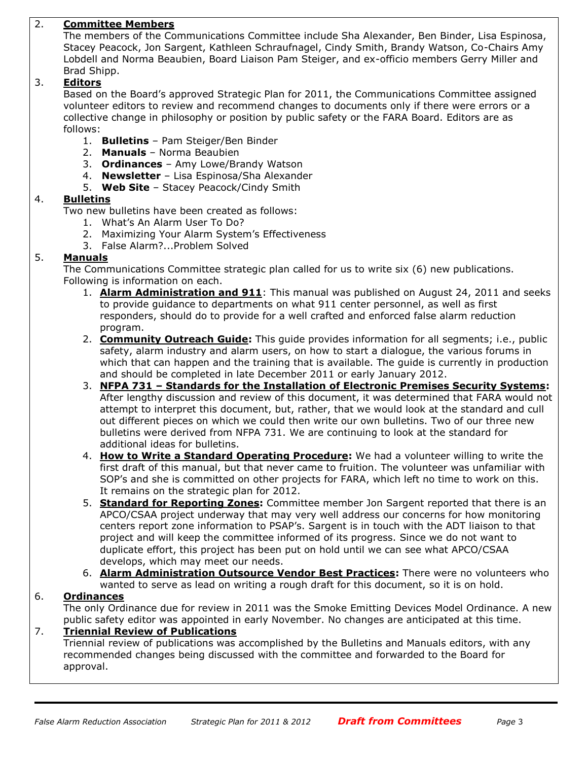2. **Committee Members**

   The members of the Communications Committee include Sha Alexander, Ben Binder, Lisa Espinosa, Stacey Peacock, Jon Sargent, Kathleen Schraufnagel, Cindy Smith, Brandy Watson, Co-Chairs Amy Lobdell and Norma Beaubien, Board Liaison Pam Steiger, and ex-officio members Gerry Miller and Brad Shipp.

3. **Editors**

   Based on the Board's approved Strategic Plan for 2011, the Communications Committee assigned volunteer editors to review and recommend changes to documents only if there were errors or a collective change in philosophy or position by public safety or the FARA Board. Editors are as follows:

   1. **Bulletins** – Pam Steiger/Ben Binder
   2. **Manuals** – Norma Beaubien
   3. **Ordinances** – Amy Lowe/Brandy Watson
   4. **Newsletter** – Lisa Espinosa/Sha Alexander
   5. **Web Site** – Stacey Peacock/Cindy Smith

4. **Bulletins**

   Two new bulletins have been created as follows:

   1. What's An Alarm User To Do?
   2. Maximizing Your Alarm System's Effectiveness
   3. False Alarm?...Problem Solved

5. **Manuals**

   The Communications Committee strategic plan called for us to write six (6) new publications. Following is information on each.

   1. **Alarm Administration and 911**: This manual was published on August 24, 2011 and seeks to provide guidance to departments on what 911 center personnel, as well as first responders, should do to provide for a well crafted and enforced false alarm reduction program.
   2. **Community Outreach Guide:** This guide provides information for all segments; i.e., public safety, alarm industry and alarm users, on how to start a dialogue, the various forums in which that can happen and the training that is available. The guide is currently in production and should be completed in late December 2011 or early January 2012.
   3. **NFPA 731 – Standards for the Installation of Electronic Premises Security Systems:** After lengthy discussion and review of this document, it was determined that FARA would not attempt to interpret this document, but, rather, that we would look at the standard and cull out different pieces on which we could then write our own bulletins. Two of our three new bulletins were derived from NFPA 731. We are continuing to look at the standard for additional ideas for bulletins.
   4. **How to Write a Standard Operating Procedure:** We had a volunteer willing to write the first draft of this manual, but that never came to fruition. The volunteer was unfamiliar with SOP's and she is committed on other projects for FARA, which left no time to work on this. It remains on the strategic plan for 2012.
   5. **Standard for Reporting Zones:** Committee member Jon Sargent reported that there is an APCO/CSAA project underway that may very well address our concerns for how monitoring centers report zone information to PSAP's. Sargent is in touch with the ADT liaison to that project and will keep the committee informed of its progress. Since we do not want to duplicate effort, this project has been put on hold until we can see what APCO/CSAA develops, which may meet our needs.
   6. **Alarm Administration Outsource Vendor Best Practices:** There were no volunteers who wanted to serve as lead on writing a rough draft for this document, so it is on hold.

6. **Ordinances**

   The only Ordinance due for review in 2011 was the Smoke Emitting Devices Model Ordinance. A new public safety editor was appointed in early November. No changes are anticipated at this time.

7. **Triennial Review of Publications**

   Triennial review of publications was accomplished by the Bulletins and Manuals editors, with any recommended changes being discussed with the committee and forwarded to the Board for approval.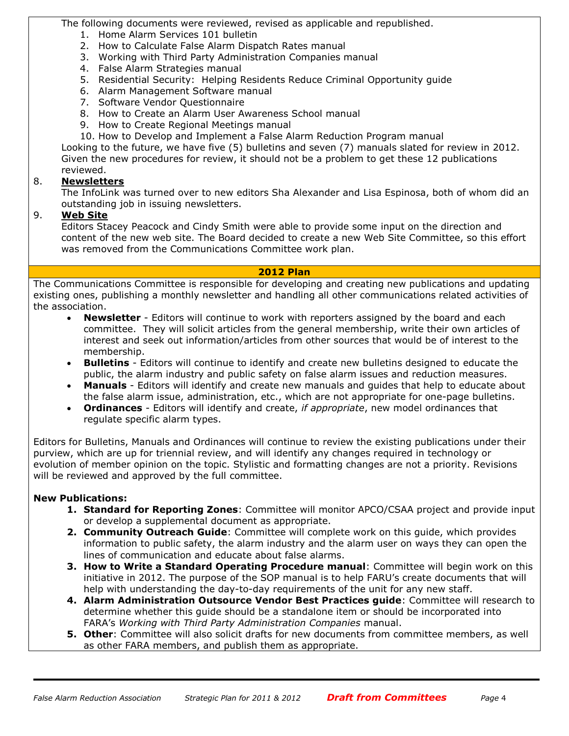The following documents were reviewed, revised as applicable and republished.

1. Home Alarm Services 101 bulletin
2. How to Calculate False Alarm Dispatch Rates manual
3. Working with Third Party Administration Companies manual
4. False Alarm Strategies manual
5. Residential Security: Helping Residents Reduce Criminal Opportunity guide
6. Alarm Management Software manual
7. Software Vendor Questionnaire
8. How to Create an Alarm User Awareness School manual
9. How to Create Regional Meetings manual
10. How to Develop and Implement a False Alarm Reduction Program manual

Looking to the future, we have five (5) bulletins and seven (7) manuals slated for review in 2012. Given the new procedures for review, it should not be a problem to get these 12 publications reviewed.

8. **Newsletters**

   The InfoLink was turned over to new editors Sha Alexander and Lisa Espinosa, both of whom did an outstanding job in issuing newsletters.

9. **Web Site**

   Editors Stacey Peacock and Cindy Smith were able to provide some input on the direction and content of the new web site. The Board decided to create a new Web Site Committee, so this effort was removed from the Communications Committee work plan.

## 2012 Plan

The Communications Committee is responsible for developing and creating new publications and updating existing ones, publishing a monthly newsletter and handling all other communications related activities of the association.

- **Newsletter** - Editors will continue to work with reporters assigned by the board and each committee. They will solicit articles from the general membership, write their own articles of interest and seek out information/articles from other sources that would be of interest to the membership.
- **Bulletins** - Editors will continue to identify and create new bulletins designed to educate the public, the alarm industry and public safety on false alarm issues and reduction measures.
- **Manuals** - Editors will identify and create new manuals and guides that help to educate about the false alarm issue, administration, etc., which are not appropriate for one-page bulletins.
- **Ordinances** - Editors will identify and create, *if appropriate*, new model ordinances that regulate specific alarm types.

Editors for Bulletins, Manuals and Ordinances will continue to review the existing publications under their purview, which are up for triennial review, and will identify any changes required in technology or evolution of member opinion on the topic. Stylistic and formatting changes are not a priority. Revisions will be reviewed and approved by the full committee.

**New Publications:**

1. **Standard for Reporting Zones**: Committee will monitor APCO/CSAA project and provide input or develop a supplemental document as appropriate.
2. **Community Outreach Guide**: Committee will complete work on this guide, which provides information to public safety, the alarm industry and the alarm user on ways they can open the lines of communication and educate about false alarms.
3. **How to Write a Standard Operating Procedure manual**: Committee will begin work on this initiative in 2012. The purpose of the SOP manual is to help FARU's create documents that will help with understanding the day-to-day requirements of the unit for any new staff.
4. **Alarm Administration Outsource Vendor Best Practices guide**: Committee will research to determine whether this guide should be a standalone item or should be incorporated into FARA's *Working with Third Party Administration Companies* manual.
5. **Other**: Committee will also solicit drafts for new documents from committee members, as well as other FARA members, and publish them as appropriate.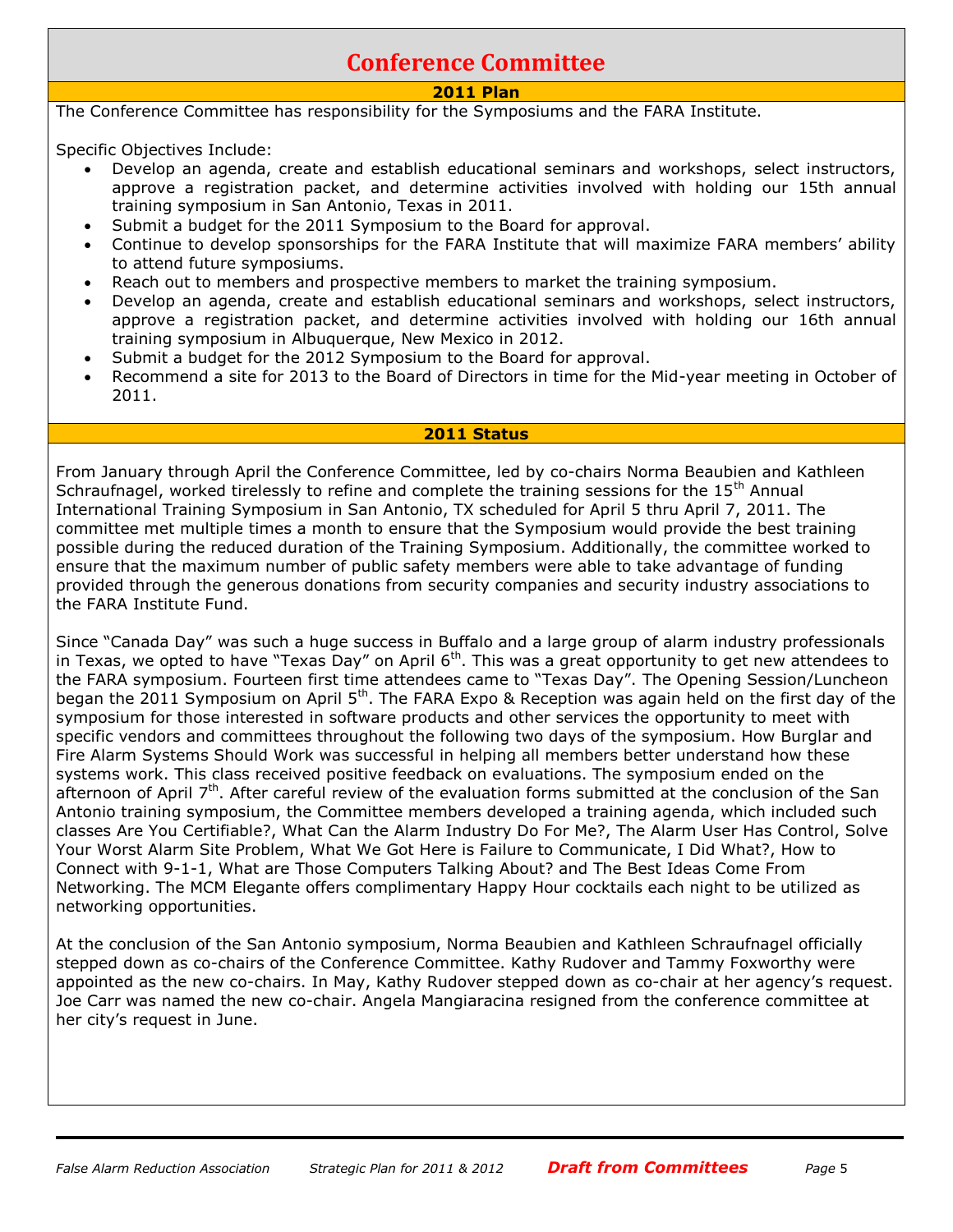# Conference Committee

## 2011 Plan

The Conference Committee has responsibility for the Symposiums and the FARA Institute.

Specific Objectives Include:

- Develop an agenda, create and establish educational seminars and workshops, select instructors, approve a registration packet, and determine activities involved with holding our 15th annual training symposium in San Antonio, Texas in 2011.
- Submit a budget for the 2011 Symposium to the Board for approval.
- Continue to develop sponsorships for the FARA Institute that will maximize FARA members' ability to attend future symposiums.
- Reach out to members and prospective members to market the training symposium.
- Develop an agenda, create and establish educational seminars and workshops, select instructors, approve a registration packet, and determine activities involved with holding our 16th annual training symposium in Albuquerque, New Mexico in 2012.
- Submit a budget for the 2012 Symposium to the Board for approval.
- Recommend a site for 2013 to the Board of Directors in time for the Mid-year meeting in October of 2011.

## 2011 Status

From January through April the Conference Committee, led by co-chairs Norma Beaubien and Kathleen Schraufnagel, worked tirelessly to refine and complete the training sessions for the 15th Annual International Training Symposium in San Antonio, TX scheduled for April 5 thru April 7, 2011. The committee met multiple times a month to ensure that the Symposium would provide the best training possible during the reduced duration of the Training Symposium. Additionally, the committee worked to ensure that the maximum number of public safety members were able to take advantage of funding provided through the generous donations from security companies and security industry associations to the FARA Institute Fund.

Since "Canada Day" was such a huge success in Buffalo and a large group of alarm industry professionals in Texas, we opted to have "Texas Day" on April 6th. This was a great opportunity to get new attendees to the FARA symposium. Fourteen first time attendees came to "Texas Day". The Opening Session/Luncheon began the 2011 Symposium on April 5th. The FARA Expo & Reception was again held on the first day of the symposium for those interested in software products and other services the opportunity to meet with specific vendors and committees throughout the following two days of the symposium. How Burglar and Fire Alarm Systems Should Work was successful in helping all members better understand how these systems work. This class received positive feedback on evaluations. The symposium ended on the afternoon of April 7th. After careful review of the evaluation forms submitted at the conclusion of the San Antonio training symposium, the Committee members developed a training agenda, which included such classes Are You Certifiable?, What Can the Alarm Industry Do For Me?, The Alarm User Has Control, Solve Your Worst Alarm Site Problem, What We Got Here is Failure to Communicate, I Did What?, How to Connect with 9-1-1, What are Those Computers Talking About? and The Best Ideas Come From Networking. The MCM Elegante offers complimentary Happy Hour cocktails each night to be utilized as networking opportunities.

At the conclusion of the San Antonio symposium, Norma Beaubien and Kathleen Schraufnagel officially stepped down as co-chairs of the Conference Committee. Kathy Rudover and Tammy Foxworthy were appointed as the new co-chairs. In May, Kathy Rudover stepped down as co-chair at her agency's request. Joe Carr was named the new co-chair. Angela Mangiaracina resigned from the conference committee at her city's request in June.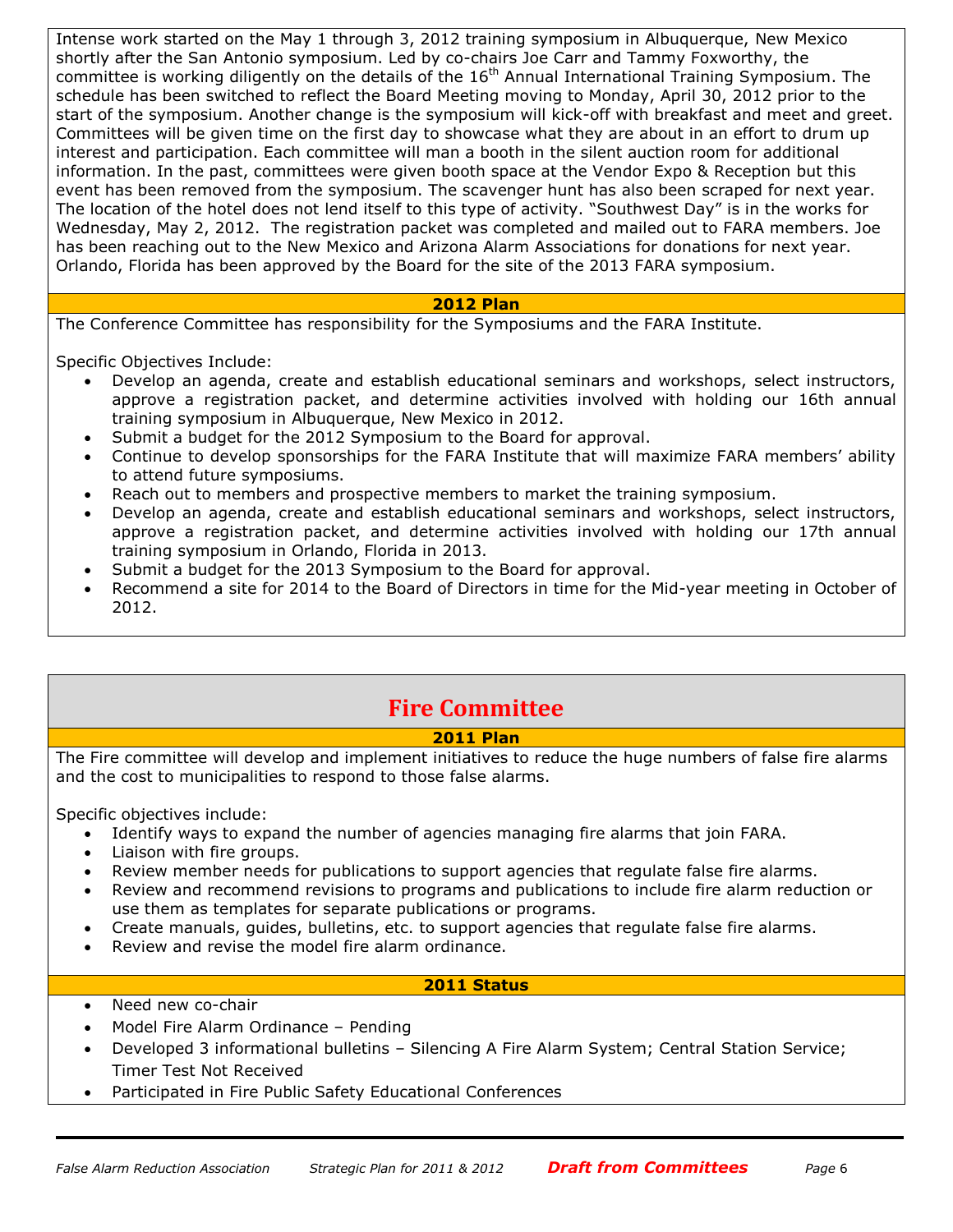Intense work started on the May 1 through 3, 2012 training symposium in Albuquerque, New Mexico shortly after the San Antonio symposium. Led by co-chairs Joe Carr and Tammy Foxworthy, the committee is working diligently on the details of the 16th Annual International Training Symposium. The schedule has been switched to reflect the Board Meeting moving to Monday, April 30, 2012 prior to the start of the symposium. Another change is the symposium will kick-off with breakfast and meet and greet. Committees will be given time on the first day to showcase what they are about in an effort to drum up interest and participation. Each committee will man a booth in the silent auction room for additional information. In the past, committees were given booth space at the Vendor Expo & Reception but this event has been removed from the symposium. The scavenger hunt has also been scraped for next year. The location of the hotel does not lend itself to this type of activity. "Southwest Day" is in the works for Wednesday, May 2, 2012. The registration packet was completed and mailed out to FARA members. Joe has been reaching out to the New Mexico and Arizona Alarm Associations for donations for next year. Orlando, Florida has been approved by the Board for the site of the 2013 FARA symposium.

### 2012 Plan

The Conference Committee has responsibility for the Symposiums and the FARA Institute.

Specific Objectives Include:

- Develop an agenda, create and establish educational seminars and workshops, select instructors, approve a registration packet, and determine activities involved with holding our 16th annual training symposium in Albuquerque, New Mexico in 2012.
- Submit a budget for the 2012 Symposium to the Board for approval.
- Continue to develop sponsorships for the FARA Institute that will maximize FARA members' ability to attend future symposiums.
- Reach out to members and prospective members to market the training symposium.
- Develop an agenda, create and establish educational seminars and workshops, select instructors, approve a registration packet, and determine activities involved with holding our 17th annual training symposium in Orlando, Florida in 2013.
- Submit a budget for the 2013 Symposium to the Board for approval.
- Recommend a site for 2014 to the Board of Directors in time for the Mid-year meeting in October of 2012.

## Fire Committee

### 2011 Plan

The Fire committee will develop and implement initiatives to reduce the huge numbers of false fire alarms and the cost to municipalities to respond to those false alarms.

Specific objectives include:

- Identify ways to expand the number of agencies managing fire alarms that join FARA.
- Liaison with fire groups.
- Review member needs for publications to support agencies that regulate false fire alarms.
- Review and recommend revisions to programs and publications to include fire alarm reduction or use them as templates for separate publications or programs.
- Create manuals, guides, bulletins, etc. to support agencies that regulate false fire alarms.
- Review and revise the model fire alarm ordinance.

### 2011 Status

- Need new co-chair
- Model Fire Alarm Ordinance – Pending
- Developed 3 informational bulletins – Silencing A Fire Alarm System; Central Station Service; Timer Test Not Received
- Participated in Fire Public Safety Educational Conferences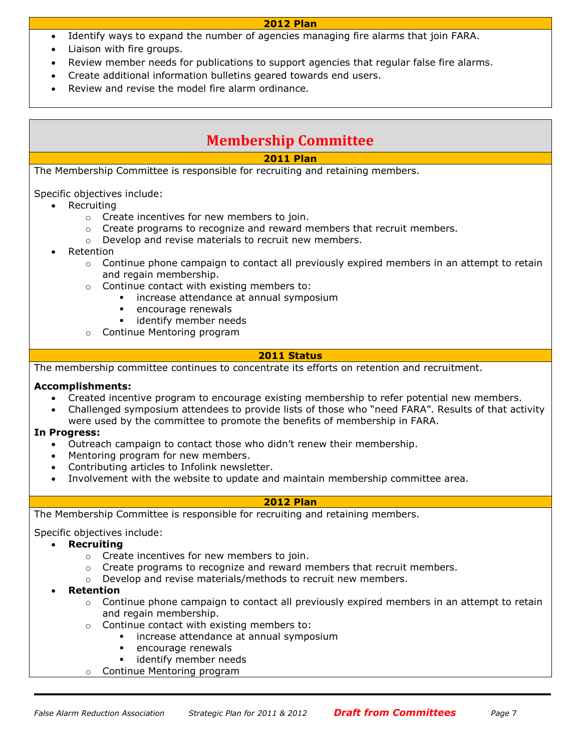### 2012 Plan

- Identify ways to expand the number of agencies managing fire alarms that join FARA.
- Liaison with fire groups.
- Review member needs for publications to support agencies that regular false fire alarms.
- Create additional information bulletins geared towards end users.
- Review and revise the model fire alarm ordinance.

## Membership Committee

### 2011 Plan

The Membership Committee is responsible for recruiting and retaining members.

Specific objectives include:

- Recruiting
  - Create incentives for new members to join.
  - Create programs to recognize and reward members that recruit members.
  - Develop and revise materials to recruit new members.
- Retention
  - Continue phone campaign to contact all previously expired members in an attempt to retain and regain membership.
  - Continue contact with existing members to:
    - increase attendance at annual symposium
    - encourage renewals
    - identify member needs
  - Continue Mentoring program

### 2011 Status

The membership committee continues to concentrate its efforts on retention and recruitment.

**Accomplishments:**

- Created incentive program to encourage existing membership to refer potential new members.
- Challenged symposium attendees to provide lists of those who "need FARA". Results of that activity were used by the committee to promote the benefits of membership in FARA.

**In Progress:**

- Outreach campaign to contact those who didn't renew their membership.
- Mentoring program for new members.
- Contributing articles to Infolink newsletter.
- Involvement with the website to update and maintain membership committee area.

### 2012 Plan

The Membership Committee is responsible for recruiting and retaining members.

Specific objectives include:

- **Recruiting**
  - Create incentives for new members to join.
  - Create programs to recognize and reward members that recruit members.
  - Develop and revise materials/methods to recruit new members.
- **Retention**
  - Continue phone campaign to contact all previously expired members in an attempt to retain and regain membership.
  - Continue contact with existing members to:
    - increase attendance at annual symposium
    - encourage renewals
    - identify member needs
  - Continue Mentoring program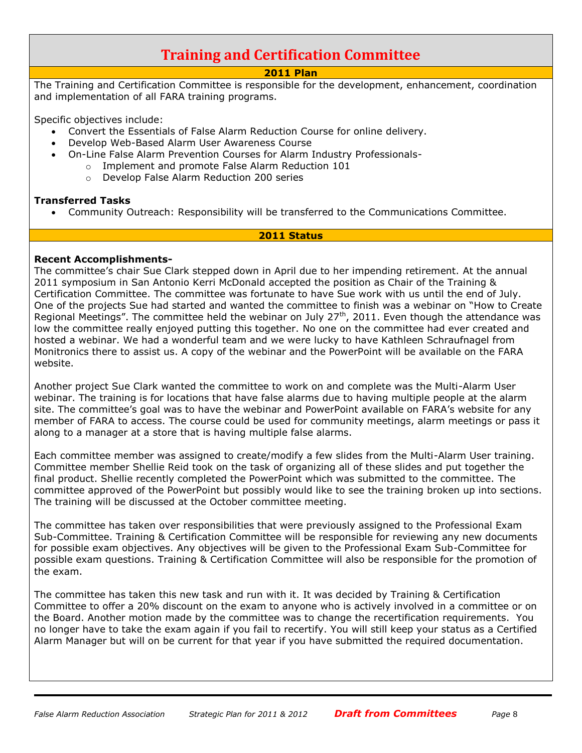# Training and Certification Committee

## 2011 Plan

The Training and Certification Committee is responsible for the development, enhancement, coordination and implementation of all FARA training programs.

Specific objectives include:

- Convert the Essentials of False Alarm Reduction Course for online delivery.
- Develop Web-Based Alarm User Awareness Course
- On-Line False Alarm Prevention Courses for Alarm Industry Professionals-
    - Implement and promote False Alarm Reduction 101
    - Develop False Alarm Reduction 200 series

**Transferred Tasks**

- Community Outreach: Responsibility will be transferred to the Communications Committee.

## 2011 Status

**Recent Accomplishments-**

The committee's chair Sue Clark stepped down in April due to her impending retirement. At the annual 2011 symposium in San Antonio Kerri McDonald accepted the position as Chair of the Training & Certification Committee. The committee was fortunate to have Sue work with us until the end of July. One of the projects Sue had started and wanted the committee to finish was a webinar on "How to Create Regional Meetings". The committee held the webinar on July 27th, 2011. Even though the attendance was low the committee really enjoyed putting this together. No one on the committee had ever created and hosted a webinar. We had a wonderful team and we were lucky to have Kathleen Schraufnagel from Monitronics there to assist us. A copy of the webinar and the PowerPoint will be available on the FARA website.

Another project Sue Clark wanted the committee to work on and complete was the Multi-Alarm User webinar. The training is for locations that have false alarms due to having multiple people at the alarm site. The committee's goal was to have the webinar and PowerPoint available on FARA's website for any member of FARA to access. The course could be used for community meetings, alarm meetings or pass it along to a manager at a store that is having multiple false alarms.

Each committee member was assigned to create/modify a few slides from the Multi-Alarm User training. Committee member Shellie Reid took on the task of organizing all of these slides and put together the final product. Shellie recently completed the PowerPoint which was submitted to the committee. The committee approved of the PowerPoint but possibly would like to see the training broken up into sections. The training will be discussed at the October committee meeting.

The committee has taken over responsibilities that were previously assigned to the Professional Exam Sub-Committee. Training & Certification Committee will be responsible for reviewing any new documents for possible exam objectives. Any objectives will be given to the Professional Exam Sub-Committee for possible exam questions. Training & Certification Committee will also be responsible for the promotion of the exam.

The committee has taken this new task and run with it. It was decided by Training & Certification Committee to offer a 20% discount on the exam to anyone who is actively involved in a committee or on the Board. Another motion made by the committee was to change the recertification requirements. You no longer have to take the exam again if you fail to recertify. You will still keep your status as a Certified Alarm Manager but will on be current for that year if you have submitted the required documentation.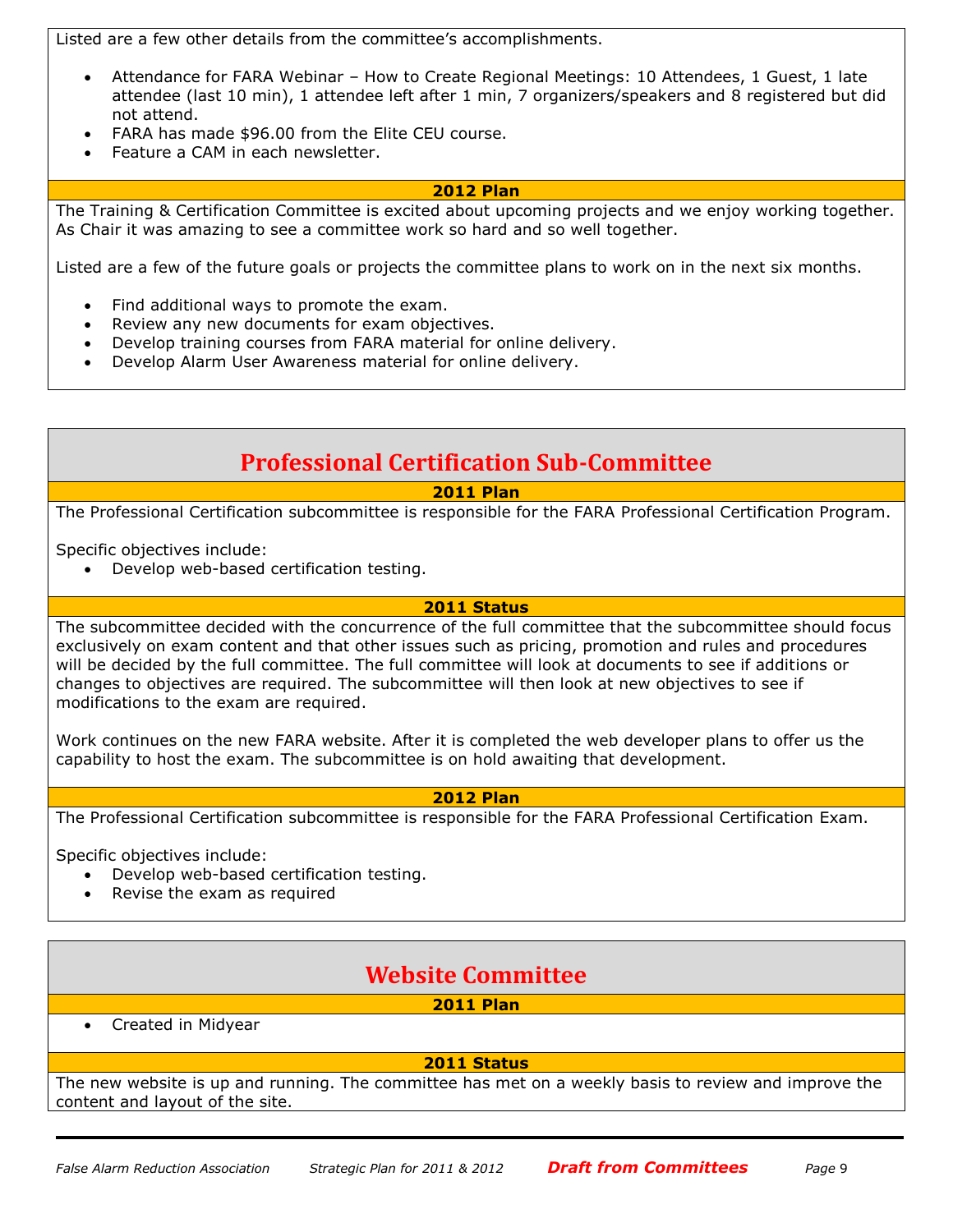Listed are a few other details from the committee's accomplishments.

- Attendance for FARA Webinar – How to Create Regional Meetings: 10 Attendees, 1 Guest, 1 late attendee (last 10 min), 1 attendee left after 1 min, 7 organizers/speakers and 8 registered but did not attend.
- FARA has made $96.00 from the Elite CEU course.
- Feature a CAM in each newsletter.

### 2012 Plan

The Training & Certification Committee is excited about upcoming projects and we enjoy working together. As Chair it was amazing to see a committee work so hard and so well together.

Listed are a few of the future goals or projects the committee plans to work on in the next six months.

- Find additional ways to promote the exam.
- Review any new documents for exam objectives.
- Develop training courses from FARA material for online delivery.
- Develop Alarm User Awareness material for online delivery.

## Professional Certification Sub-Committee

### 2011 Plan

The Professional Certification subcommittee is responsible for the FARA Professional Certification Program.

Specific objectives include:

- Develop web-based certification testing.

### 2011 Status

The subcommittee decided with the concurrence of the full committee that the subcommittee should focus exclusively on exam content and that other issues such as pricing, promotion and rules and procedures will be decided by the full committee. The full committee will look at documents to see if additions or changes to objectives are required. The subcommittee will then look at new objectives to see if modifications to the exam are required.

Work continues on the new FARA website. After it is completed the web developer plans to offer us the capability to host the exam. The subcommittee is on hold awaiting that development.

### 2012 Plan

The Professional Certification subcommittee is responsible for the FARA Professional Certification Exam.

Specific objectives include:

- Develop web-based certification testing.
- Revise the exam as required

## Website Committee

### 2011 Plan

- Created in Midyear

### 2011 Status

The new website is up and running. The committee has met on a weekly basis to review and improve the content and layout of the site.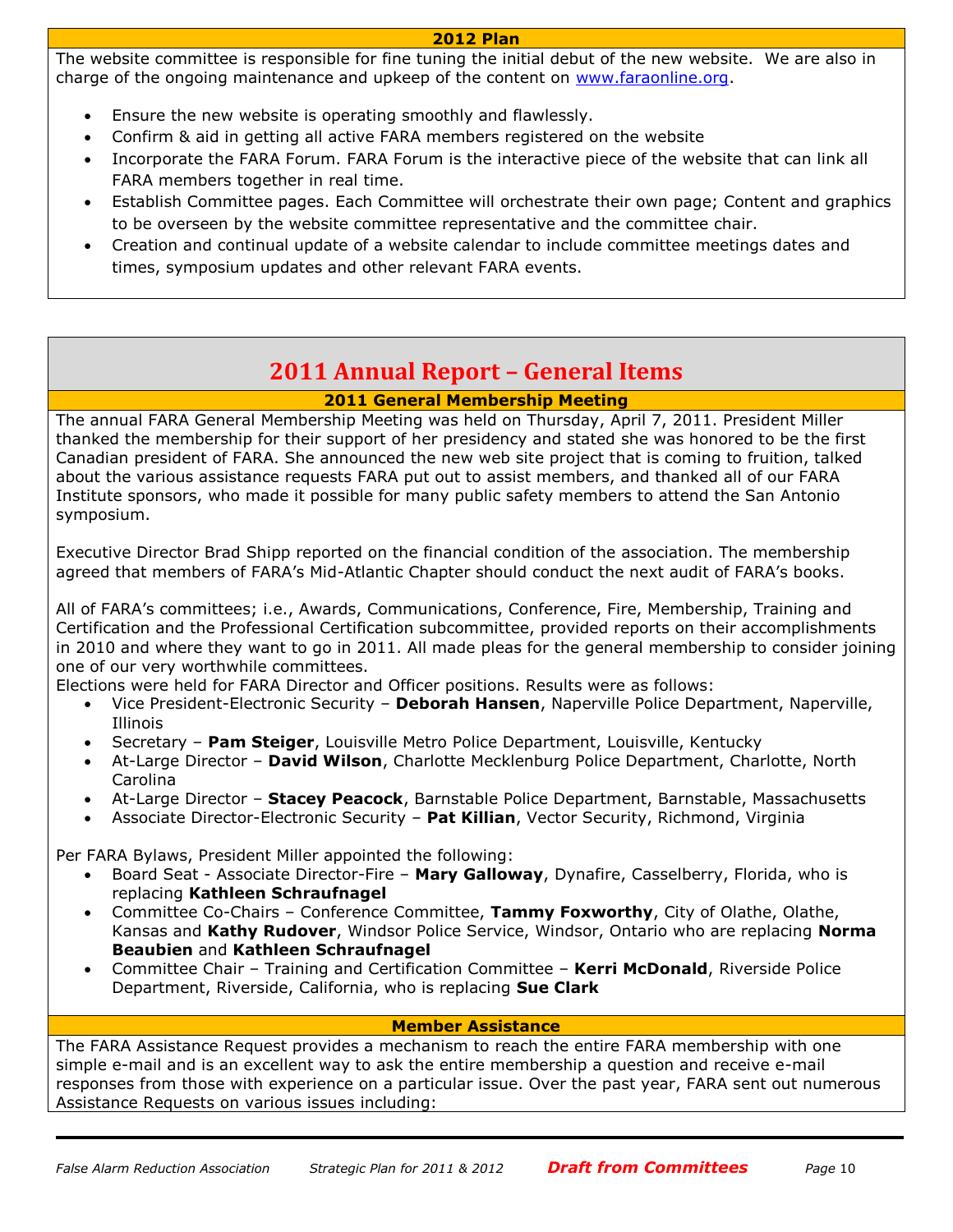### 2012 Plan

The website committee is responsible for fine tuning the initial debut of the new website. We are also in charge of the ongoing maintenance and upkeep of the content on [www.faraonline.org](http://www.faraonline.org).

- Ensure the new website is operating smoothly and flawlessly.
- Confirm & aid in getting all active FARA members registered on the website
- Incorporate the FARA Forum. FARA Forum is the interactive piece of the website that can link all FARA members together in real time.
- Establish Committee pages. Each Committee will orchestrate their own page; Content and graphics to be overseen by the website committee representative and the committee chair.
- Creation and continual update of a website calendar to include committee meetings dates and times, symposium updates and other relevant FARA events.

## 2011 Annual Report – General Items

### 2011 General Membership Meeting

The annual FARA General Membership Meeting was held on Thursday, April 7, 2011. President Miller thanked the membership for their support of her presidency and stated she was honored to be the first Canadian president of FARA. She announced the new web site project that is coming to fruition, talked about the various assistance requests FARA put out to assist members, and thanked all of our FARA Institute sponsors, who made it possible for many public safety members to attend the San Antonio symposium.

Executive Director Brad Shipp reported on the financial condition of the association. The membership agreed that members of FARA's Mid-Atlantic Chapter should conduct the next audit of FARA's books.

All of FARA's committees; i.e., Awards, Communications, Conference, Fire, Membership, Training and Certification and the Professional Certification subcommittee, provided reports on their accomplishments in 2010 and where they want to go in 2011. All made pleas for the general membership to consider joining one of our very worthwhile committees.

Elections were held for FARA Director and Officer positions. Results were as follows:

- Vice President-Electronic Security – **Deborah Hansen**, Naperville Police Department, Naperville, Illinois
- Secretary – **Pam Steiger**, Louisville Metro Police Department, Louisville, Kentucky
- At-Large Director – **David Wilson**, Charlotte Mecklenburg Police Department, Charlotte, North Carolina
- At-Large Director – **Stacey Peacock**, Barnstable Police Department, Barnstable, Massachusetts
- Associate Director-Electronic Security – **Pat Killian**, Vector Security, Richmond, Virginia

Per FARA Bylaws, President Miller appointed the following:

- Board Seat - Associate Director-Fire – **Mary Galloway**, Dynafire, Casselberry, Florida, who is replacing **Kathleen Schraufnagel**
- Committee Co-Chairs – Conference Committee, **Tammy Foxworthy**, City of Olathe, Olathe, Kansas and **Kathy Rudover**, Windsor Police Service, Windsor, Ontario who are replacing **Norma Beaubien** and **Kathleen Schraufnagel**
- Committee Chair – Training and Certification Committee – **Kerri McDonald**, Riverside Police Department, Riverside, California, who is replacing **Sue Clark**

### Member Assistance

The FARA Assistance Request provides a mechanism to reach the entire FARA membership with one simple e-mail and is an excellent way to ask the entire membership a question and receive e-mail responses from those with experience on a particular issue. Over the past year, FARA sent out numerous Assistance Requests on various issues including: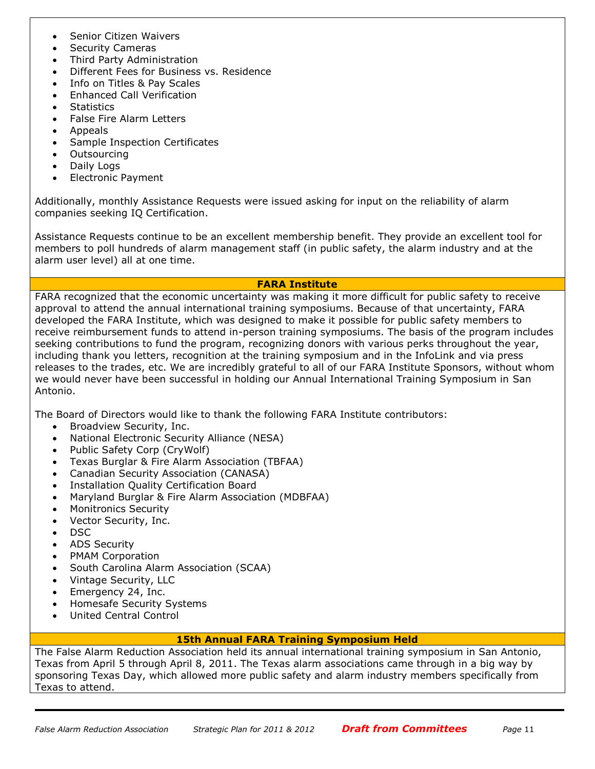- Senior Citizen Waivers
- Security Cameras
- Third Party Administration
- Different Fees for Business vs. Residence
- Info on Titles & Pay Scales
- Enhanced Call Verification
- Statistics
- False Fire Alarm Letters
- Appeals
- Sample Inspection Certificates
- Outsourcing
- Daily Logs
- Electronic Payment

Additionally, monthly Assistance Requests were issued asking for input on the reliability of alarm companies seeking IQ Certification.

Assistance Requests continue to be an excellent membership benefit. They provide an excellent tool for members to poll hundreds of alarm management staff (in public safety, the alarm industry and at the alarm user level) all at one time.

## FARA Institute

FARA recognized that the economic uncertainty was making it more difficult for public safety to receive approval to attend the annual international training symposiums. Because of that uncertainty, FARA developed the FARA Institute, which was designed to make it possible for public safety members to receive reimbursement funds to attend in-person training symposiums. The basis of the program includes seeking contributions to fund the program, recognizing donors with various perks throughout the year, including thank you letters, recognition at the training symposium and in the InfoLink and via press releases to the trades, etc. We are incredibly grateful to all of our FARA Institute Sponsors, without whom we would never have been successful in holding our Annual International Training Symposium in San Antonio.

The Board of Directors would like to thank the following FARA Institute contributors:

- Broadview Security, Inc.
- National Electronic Security Alliance (NESA)
- Public Safety Corp (CryWolf)
- Texas Burglar & Fire Alarm Association (TBFAA)
- Canadian Security Association (CANASA)
- Installation Quality Certification Board
- Maryland Burglar & Fire Alarm Association (MDBFAA)
- Monitronics Security
- Vector Security, Inc.
- DSC
- ADS Security
- PMAM Corporation
- South Carolina Alarm Association (SCAA)
- Vintage Security, LLC
- Emergency 24, Inc.
- Homesafe Security Systems
- United Central Control

## 15th Annual FARA Training Symposium Held

The False Alarm Reduction Association held its annual international training symposium in San Antonio, Texas from April 5 through April 8, 2011. The Texas alarm associations came through in a big way by sponsoring Texas Day, which allowed more public safety and alarm industry members specifically from Texas to attend.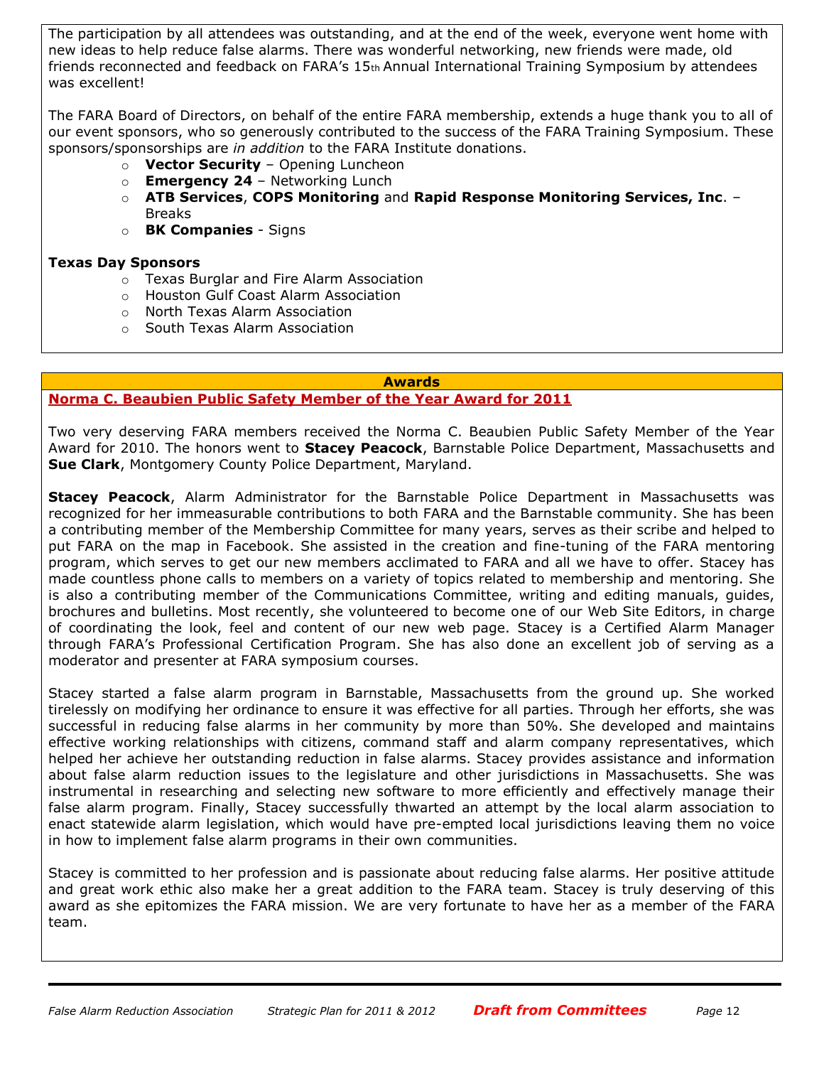The participation by all attendees was outstanding, and at the end of the week, everyone went home with new ideas to help reduce false alarms. There was wonderful networking, new friends were made, old friends reconnected and feedback on FARA's 15th Annual International Training Symposium by attendees was excellent!

The FARA Board of Directors, on behalf of the entire FARA membership, extends a huge thank you to all of our event sponsors, who so generously contributed to the success of the FARA Training Symposium. These sponsors/sponsorships are *in addition* to the FARA Institute donations.

- **Vector Security** – Opening Luncheon
- **Emergency 24** – Networking Lunch
- **ATB Services**, **COPS Monitoring** and **Rapid Response Monitoring Services, Inc**. – Breaks
- **BK Companies** - Signs

**Texas Day Sponsors**

- Texas Burglar and Fire Alarm Association
- Houston Gulf Coast Alarm Association
- North Texas Alarm Association
- South Texas Alarm Association

## Awards

### Norma C. Beaubien Public Safety Member of the Year Award for 2011

Two very deserving FARA members received the Norma C. Beaubien Public Safety Member of the Year Award for 2010. The honors went to **Stacey Peacock**, Barnstable Police Department, Massachusetts and **Sue Clark**, Montgomery County Police Department, Maryland.

**Stacey Peacock**, Alarm Administrator for the Barnstable Police Department in Massachusetts was recognized for her immeasurable contributions to both FARA and the Barnstable community. She has been a contributing member of the Membership Committee for many years, serves as their scribe and helped to put FARA on the map in Facebook. She assisted in the creation and fine-tuning of the FARA mentoring program, which serves to get our new members acclimated to FARA and all we have to offer. Stacey has made countless phone calls to members on a variety of topics related to membership and mentoring. She is also a contributing member of the Communications Committee, writing and editing manuals, guides, brochures and bulletins. Most recently, she volunteered to become one of our Web Site Editors, in charge of coordinating the look, feel and content of our new web page. Stacey is a Certified Alarm Manager through FARA's Professional Certification Program. She has also done an excellent job of serving as a moderator and presenter at FARA symposium courses.

Stacey started a false alarm program in Barnstable, Massachusetts from the ground up. She worked tirelessly on modifying her ordinance to ensure it was effective for all parties. Through her efforts, she was successful in reducing false alarms in her community by more than 50%. She developed and maintains effective working relationships with citizens, command staff and alarm company representatives, which helped her achieve her outstanding reduction in false alarms. Stacey provides assistance and information about false alarm reduction issues to the legislature and other jurisdictions in Massachusetts. She was instrumental in researching and selecting new software to more efficiently and effectively manage their false alarm program. Finally, Stacey successfully thwarted an attempt by the local alarm association to enact statewide alarm legislation, which would have pre-empted local jurisdictions leaving them no voice in how to implement false alarm programs in their own communities.

Stacey is committed to her profession and is passionate about reducing false alarms. Her positive attitude and great work ethic also make her a great addition to the FARA team. Stacey is truly deserving of this award as she epitomizes the FARA mission. We are very fortunate to have her as a member of the FARA team.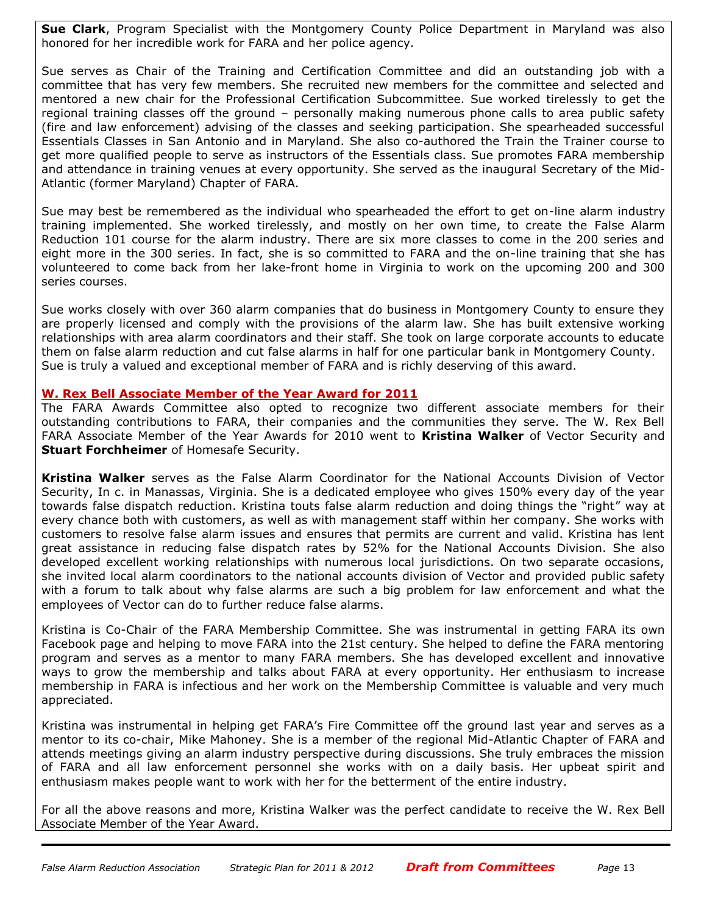**Sue Clark**, Program Specialist with the Montgomery County Police Department in Maryland was also honored for her incredible work for FARA and her police agency.

Sue serves as Chair of the Training and Certification Committee and did an outstanding job with a committee that has very few members. She recruited new members for the committee and selected and mentored a new chair for the Professional Certification Subcommittee. Sue worked tirelessly to get the regional training classes off the ground – personally making numerous phone calls to area public safety (fire and law enforcement) advising of the classes and seeking participation. She spearheaded successful Essentials Classes in San Antonio and in Maryland. She also co-authored the Train the Trainer course to get more qualified people to serve as instructors of the Essentials class. Sue promotes FARA membership and attendance in training venues at every opportunity. She served as the inaugural Secretary of the Mid-Atlantic (former Maryland) Chapter of FARA.

Sue may best be remembered as the individual who spearheaded the effort to get on-line alarm industry training implemented. She worked tirelessly, and mostly on her own time, to create the False Alarm Reduction 101 course for the alarm industry. There are six more classes to come in the 200 series and eight more in the 300 series. In fact, she is so committed to FARA and the on-line training that she has volunteered to come back from her lake-front home in Virginia to work on the upcoming 200 and 300 series courses.

Sue works closely with over 360 alarm companies that do business in Montgomery County to ensure they are properly licensed and comply with the provisions of the alarm law. She has built extensive working relationships with area alarm coordinators and their staff. She took on large corporate accounts to educate them on false alarm reduction and cut false alarms in half for one particular bank in Montgomery County. Sue is truly a valued and exceptional member of FARA and is richly deserving of this award.

## W. Rex Bell Associate Member of the Year Award for 2011

The FARA Awards Committee also opted to recognize two different associate members for their outstanding contributions to FARA, their companies and the communities they serve. The W. Rex Bell FARA Associate Member of the Year Awards for 2010 went to **Kristina Walker** of Vector Security and **Stuart Forchheimer** of Homesafe Security.

**Kristina Walker** serves as the False Alarm Coordinator for the National Accounts Division of Vector Security, In c. in Manassas, Virginia. She is a dedicated employee who gives 150% every day of the year towards false dispatch reduction. Kristina touts false alarm reduction and doing things the "right" way at every chance both with customers, as well as with management staff within her company. She works with customers to resolve false alarm issues and ensures that permits are current and valid. Kristina has lent great assistance in reducing false dispatch rates by 52% for the National Accounts Division. She also developed excellent working relationships with numerous local jurisdictions. On two separate occasions, she invited local alarm coordinators to the national accounts division of Vector and provided public safety with a forum to talk about why false alarms are such a big problem for law enforcement and what the employees of Vector can do to further reduce false alarms.

Kristina is Co-Chair of the FARA Membership Committee. She was instrumental in getting FARA its own Facebook page and helping to move FARA into the 21st century. She helped to define the FARA mentoring program and serves as a mentor to many FARA members. She has developed excellent and innovative ways to grow the membership and talks about FARA at every opportunity. Her enthusiasm to increase membership in FARA is infectious and her work on the Membership Committee is valuable and very much appreciated.

Kristina was instrumental in helping get FARA's Fire Committee off the ground last year and serves as a mentor to its co-chair, Mike Mahoney. She is a member of the regional Mid-Atlantic Chapter of FARA and attends meetings giving an alarm industry perspective during discussions. She truly embraces the mission of FARA and all law enforcement personnel she works with on a daily basis. Her upbeat spirit and enthusiasm makes people want to work with her for the betterment of the entire industry.

For all the above reasons and more, Kristina Walker was the perfect candidate to receive the W. Rex Bell Associate Member of the Year Award.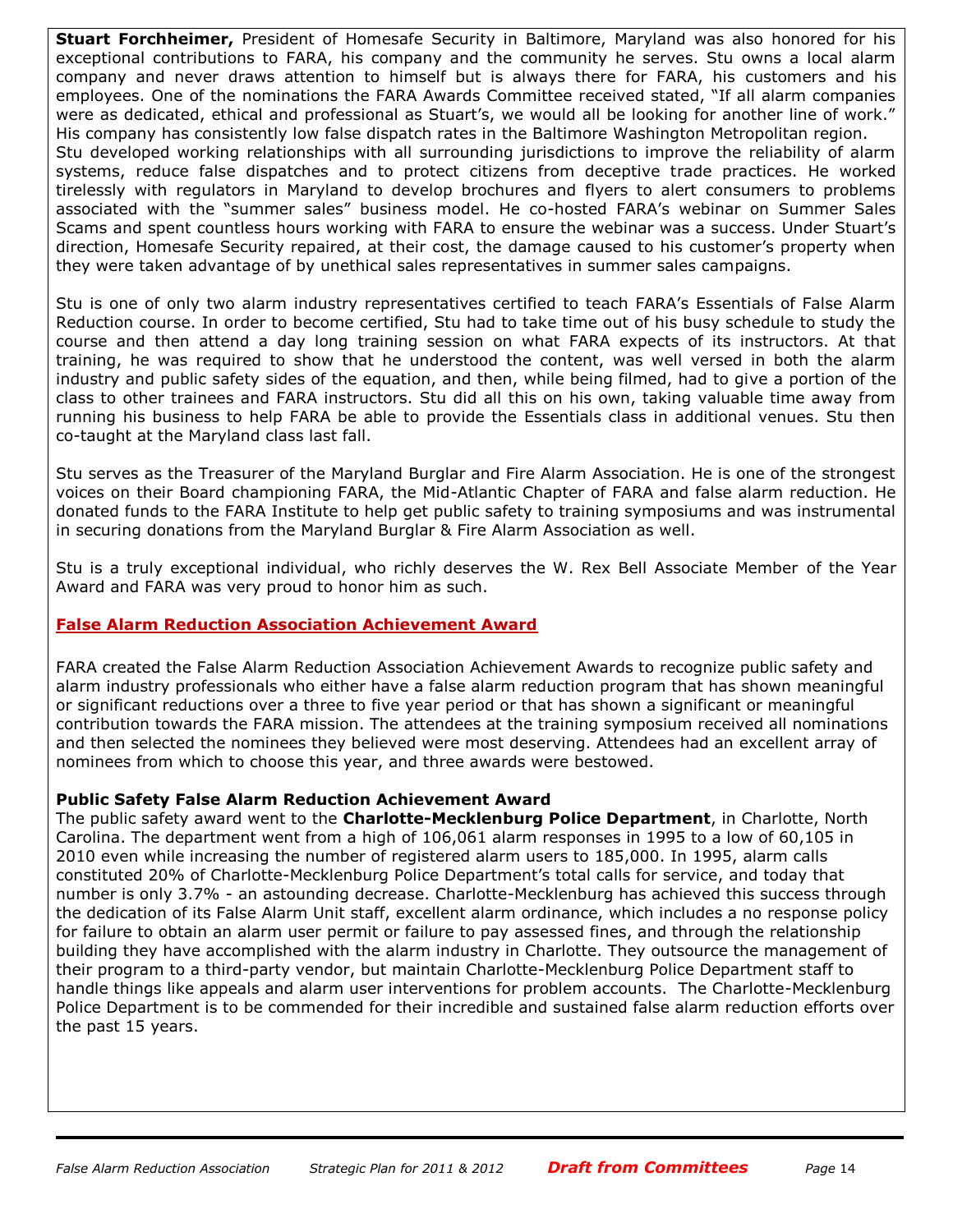**Stuart Forchheimer,** President of Homesafe Security in Baltimore, Maryland was also honored for his exceptional contributions to FARA, his company and the community he serves. Stu owns a local alarm company and never draws attention to himself but is always there for FARA, his customers and his employees. One of the nominations the FARA Awards Committee received stated, "If all alarm companies were as dedicated, ethical and professional as Stuart's, we would all be looking for another line of work." His company has consistently low false dispatch rates in the Baltimore Washington Metropolitan region. Stu developed working relationships with all surrounding jurisdictions to improve the reliability of alarm systems, reduce false dispatches and to protect citizens from deceptive trade practices. He worked tirelessly with regulators in Maryland to develop brochures and flyers to alert consumers to problems associated with the "summer sales" business model. He co-hosted FARA's webinar on Summer Sales Scams and spent countless hours working with FARA to ensure the webinar was a success. Under Stuart's direction, Homesafe Security repaired, at their cost, the damage caused to his customer's property when they were taken advantage of by unethical sales representatives in summer sales campaigns.

Stu is one of only two alarm industry representatives certified to teach FARA's Essentials of False Alarm Reduction course. In order to become certified, Stu had to take time out of his busy schedule to study the course and then attend a day long training session on what FARA expects of its instructors. At that training, he was required to show that he understood the content, was well versed in both the alarm industry and public safety sides of the equation, and then, while being filmed, had to give a portion of the class to other trainees and FARA instructors. Stu did all this on his own, taking valuable time away from running his business to help FARA be able to provide the Essentials class in additional venues. Stu then co-taught at the Maryland class last fall.

Stu serves as the Treasurer of the Maryland Burglar and Fire Alarm Association. He is one of the strongest voices on their Board championing FARA, the Mid-Atlantic Chapter of FARA and false alarm reduction. He donated funds to the FARA Institute to help get public safety to training symposiums and was instrumental in securing donations from the Maryland Burglar & Fire Alarm Association as well.

Stu is a truly exceptional individual, who richly deserves the W. Rex Bell Associate Member of the Year Award and FARA was very proud to honor him as such.

## False Alarm Reduction Association Achievement Award

FARA created the False Alarm Reduction Association Achievement Awards to recognize public safety and alarm industry professionals who either have a false alarm reduction program that has shown meaningful or significant reductions over a three to five year period or that has shown a significant or meaningful contribution towards the FARA mission. The attendees at the training symposium received all nominations and then selected the nominees they believed were most deserving. Attendees had an excellent array of nominees from which to choose this year, and three awards were bestowed.

### Public Safety False Alarm Reduction Achievement Award

The public safety award went to the **Charlotte-Mecklenburg Police Department**, in Charlotte, North Carolina. The department went from a high of 106,061 alarm responses in 1995 to a low of 60,105 in 2010 even while increasing the number of registered alarm users to 185,000. In 1995, alarm calls constituted 20% of Charlotte-Mecklenburg Police Department's total calls for service, and today that number is only 3.7% - an astounding decrease. Charlotte-Mecklenburg has achieved this success through the dedication of its False Alarm Unit staff, excellent alarm ordinance, which includes a no response policy for failure to obtain an alarm user permit or failure to pay assessed fines, and through the relationship building they have accomplished with the alarm industry in Charlotte. They outsource the management of their program to a third-party vendor, but maintain Charlotte-Mecklenburg Police Department staff to handle things like appeals and alarm user interventions for problem accounts. The Charlotte-Mecklenburg Police Department is to be commended for their incredible and sustained false alarm reduction efforts over the past 15 years.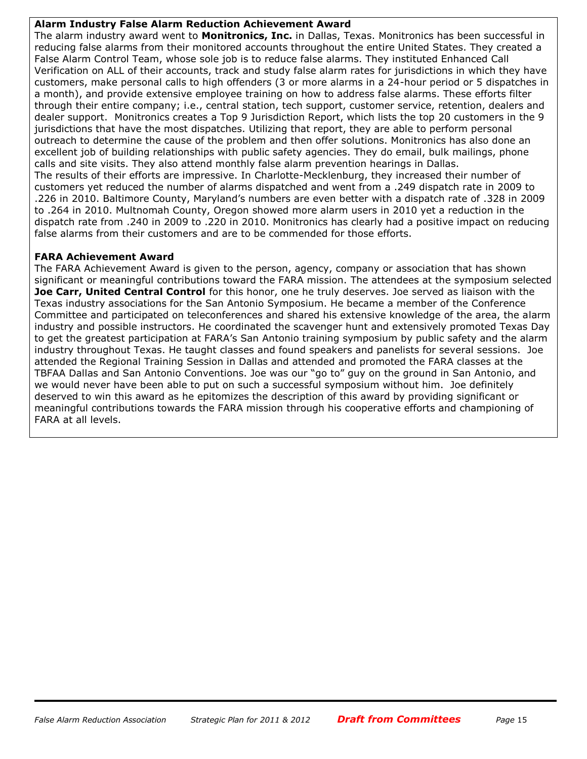**Alarm Industry False Alarm Reduction Achievement Award**

The alarm industry award went to **Monitronics, Inc.** in Dallas, Texas. Monitronics has been successful in reducing false alarms from their monitored accounts throughout the entire United States. They created a False Alarm Control Team, whose sole job is to reduce false alarms. They instituted Enhanced Call Verification on ALL of their accounts, track and study false alarm rates for jurisdictions in which they have customers, make personal calls to high offenders (3 or more alarms in a 24-hour period or 5 dispatches in a month), and provide extensive employee training on how to address false alarms. These efforts filter through their entire company; i.e., central station, tech support, customer service, retention, dealers and dealer support. Monitronics creates a Top 9 Jurisdiction Report, which lists the top 20 customers in the 9 jurisdictions that have the most dispatches. Utilizing that report, they are able to perform personal outreach to determine the cause of the problem and then offer solutions. Monitronics has also done an excellent job of building relationships with public safety agencies. They do email, bulk mailings, phone calls and site visits. They also attend monthly false alarm prevention hearings in Dallas.

The results of their efforts are impressive. In Charlotte-Mecklenburg, they increased their number of customers yet reduced the number of alarms dispatched and went from a .249 dispatch rate in 2009 to .226 in 2010. Baltimore County, Maryland's numbers are even better with a dispatch rate of .328 in 2009 to .264 in 2010. Multnomah County, Oregon showed more alarm users in 2010 yet a reduction in the dispatch rate from .240 in 2009 to .220 in 2010. Monitronics has clearly had a positive impact on reducing false alarms from their customers and are to be commended for those efforts.

**FARA Achievement Award**

The FARA Achievement Award is given to the person, agency, company or association that has shown significant or meaningful contributions toward the FARA mission. The attendees at the symposium selected **Joe Carr, United Central Control** for this honor, one he truly deserves. Joe served as liaison with the Texas industry associations for the San Antonio Symposium. He became a member of the Conference Committee and participated on teleconferences and shared his extensive knowledge of the area, the alarm industry and possible instructors. He coordinated the scavenger hunt and extensively promoted Texas Day to get the greatest participation at FARA's San Antonio training symposium by public safety and the alarm industry throughout Texas. He taught classes and found speakers and panelists for several sessions. Joe attended the Regional Training Session in Dallas and attended and promoted the FARA classes at the TBFAA Dallas and San Antonio Conventions. Joe was our "go to" guy on the ground in San Antonio, and we would never have been able to put on such a successful symposium without him. Joe definitely deserved to win this award as he epitomizes the description of this award by providing significant or meaningful contributions towards the FARA mission through his cooperative efforts and championing of FARA at all levels.